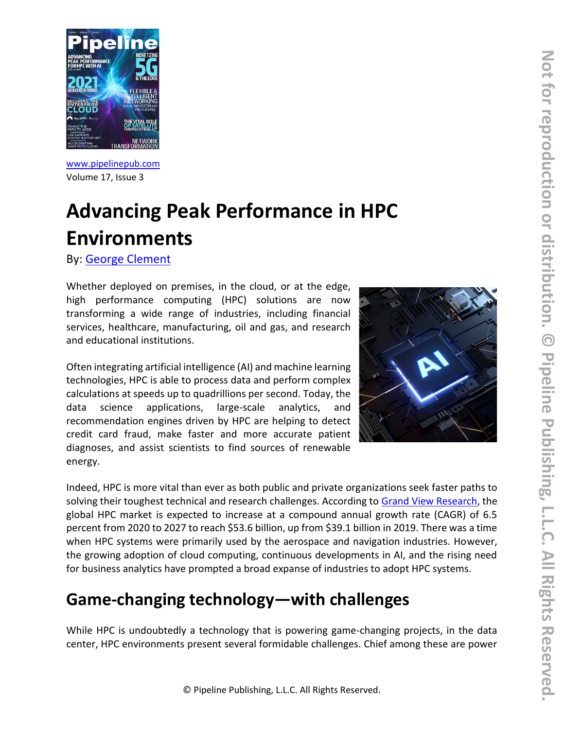[www.pipelinepub.com](http://www.pipelinepub.com)
Volume 17, Issue 3

# Advancing Peak Performance in HPC Environments

By: [George Clement](#)

Whether deployed on premises, in the cloud, or at the edge, high performance computing (HPC) solutions are now transforming a wide range of industries, including financial services, healthcare, manufacturing, oil and gas, and research and educational institutions.

Often integrating artificial intelligence (AI) and machine learning technologies, HPC is able to process data and perform complex calculations at speeds up to quadrillions per second. Today, the data science applications, large-scale analytics, and recommendation engines driven by HPC are helping to detect credit card fraud, make faster and more accurate patient diagnoses, and assist scientists to find sources of renewable energy.

Indeed, HPC is more vital than ever as both public and private organizations seek faster paths to solving their toughest technical and research challenges. According to [Grand View Research](#), the global HPC market is expected to increase at a compound annual growth rate (CAGR) of 6.5 percent from 2020 to 2027 to reach $53.6 billion, up from $39.1 billion in 2019. There was a time when HPC systems were primarily used by the aerospace and navigation industries. However, the growing adoption of cloud computing, continuous developments in AI, and the rising need for business analytics have prompted a broad expanse of industries to adopt HPC systems.

## Game-changing technology—with challenges

While HPC is undoubtedly a technology that is powering game-changing projects, in the data center, HPC environments present several formidable challenges. Chief among these are power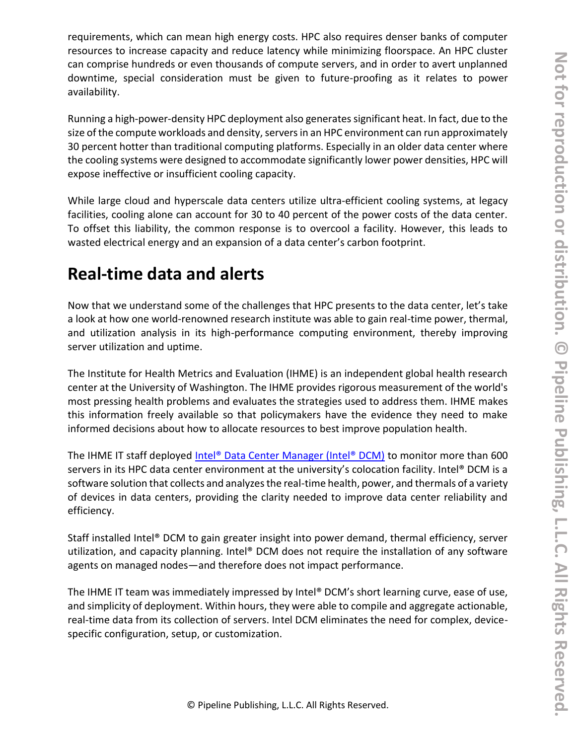requirements, which can mean high energy costs. HPC also requires denser banks of computer resources to increase capacity and reduce latency while minimizing floorspace. An HPC cluster can comprise hundreds or even thousands of compute servers, and in order to avert unplanned downtime, special consideration must be given to future-proofing as it relates to power availability.

Running a high-power-density HPC deployment also generates significant heat. In fact, due to the size of the compute workloads and density, servers in an HPC environment can run approximately 30 percent hotter than traditional computing platforms. Especially in an older data center where the cooling systems were designed to accommodate significantly lower power densities, HPC will expose ineffective or insufficient cooling capacity.

While large cloud and hyperscale data centers utilize ultra-efficient cooling systems, at legacy facilities, cooling alone can account for 30 to 40 percent of the power costs of the data center. To offset this liability, the common response is to overcool a facility. However, this leads to wasted electrical energy and an expansion of a data center's carbon footprint.

## Real-time data and alerts

Now that we understand some of the challenges that HPC presents to the data center, let's take a look at how one world-renowned research institute was able to gain real-time power, thermal, and utilization analysis in its high-performance computing environment, thereby improving server utilization and uptime.

The Institute for Health Metrics and Evaluation (IHME) is an independent global health research center at the University of Washington. The IHME provides rigorous measurement of the world's most pressing health problems and evaluates the strategies used to address them. IHME makes this information freely available so that policymakers have the evidence they need to make informed decisions about how to allocate resources to best improve population health.

The IHME IT staff deployed Intel® Data Center Manager (Intel® DCM) to monitor more than 600 servers in its HPC data center environment at the university's colocation facility. Intel® DCM is a software solution that collects and analyzes the real-time health, power, and thermals of a variety of devices in data centers, providing the clarity needed to improve data center reliability and efficiency.

Staff installed Intel® DCM to gain greater insight into power demand, thermal efficiency, server utilization, and capacity planning. Intel® DCM does not require the installation of any software agents on managed nodes—and therefore does not impact performance.

The IHME IT team was immediately impressed by Intel® DCM's short learning curve, ease of use, and simplicity of deployment. Within hours, they were able to compile and aggregate actionable, real-time data from its collection of servers. Intel DCM eliminates the need for complex, device-specific configuration, setup, or customization.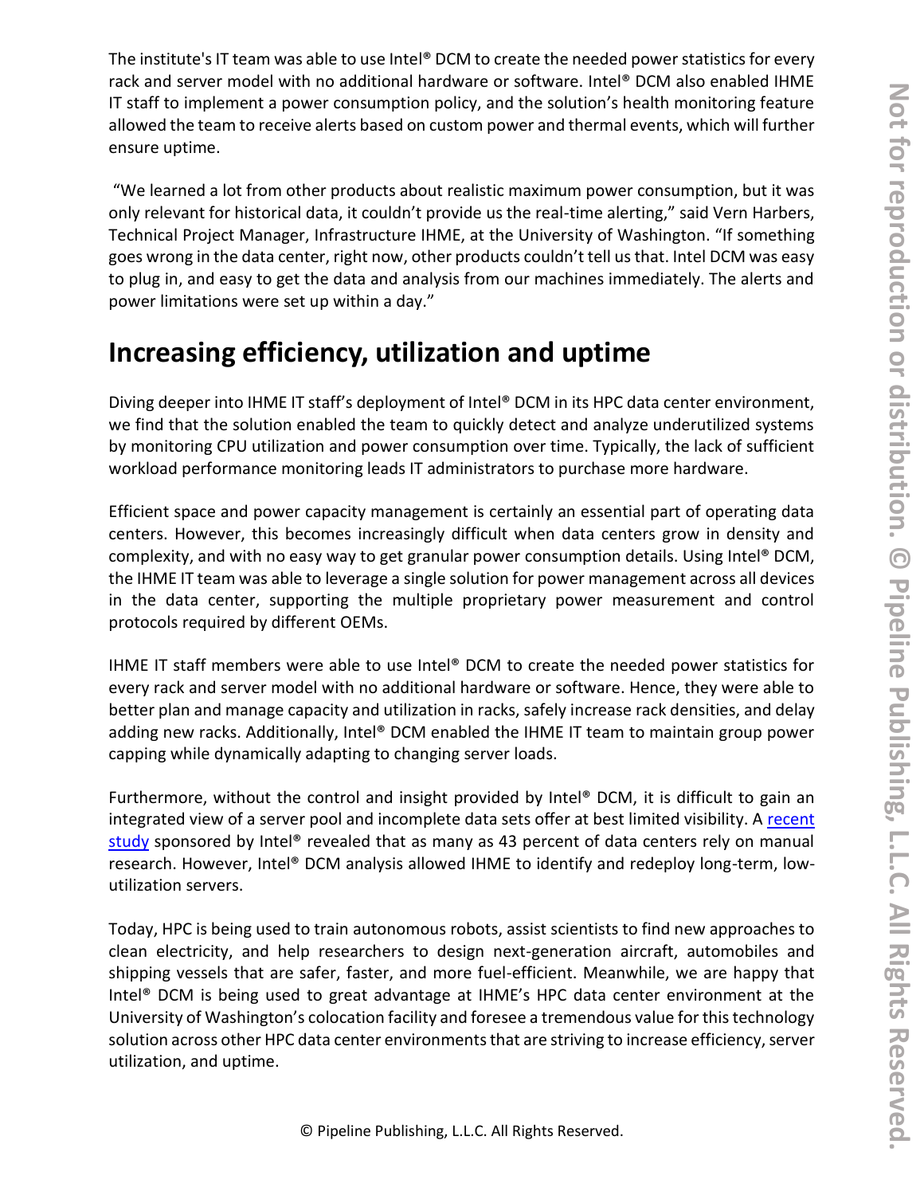The institute's IT team was able to use Intel® DCM to create the needed power statistics for every rack and server model with no additional hardware or software. Intel® DCM also enabled IHME IT staff to implement a power consumption policy, and the solution's health monitoring feature allowed the team to receive alerts based on custom power and thermal events, which will further ensure uptime.

"We learned a lot from other products about realistic maximum power consumption, but it was only relevant for historical data, it couldn't provide us the real-time alerting," said Vern Harbers, Technical Project Manager, Infrastructure IHME, at the University of Washington. "If something goes wrong in the data center, right now, other products couldn't tell us that. Intel DCM was easy to plug in, and easy to get the data and analysis from our machines immediately. The alerts and power limitations were set up within a day."

## Increasing efficiency, utilization and uptime

Diving deeper into IHME IT staff's deployment of Intel® DCM in its HPC data center environment, we find that the solution enabled the team to quickly detect and analyze underutilized systems by monitoring CPU utilization and power consumption over time. Typically, the lack of sufficient workload performance monitoring leads IT administrators to purchase more hardware.

Efficient space and power capacity management is certainly an essential part of operating data centers. However, this becomes increasingly difficult when data centers grow in density and complexity, and with no easy way to get granular power consumption details. Using Intel® DCM, the IHME IT team was able to leverage a single solution for power management across all devices in the data center, supporting the multiple proprietary power measurement and control protocols required by different OEMs.

IHME IT staff members were able to use Intel® DCM to create the needed power statistics for every rack and server model with no additional hardware or software. Hence, they were able to better plan and manage capacity and utilization in racks, safely increase rack densities, and delay adding new racks. Additionally, Intel® DCM enabled the IHME IT team to maintain group power capping while dynamically adapting to changing server loads.

Furthermore, without the control and insight provided by Intel® DCM, it is difficult to gain an integrated view of a server pool and incomplete data sets offer at best limited visibility. A recent study sponsored by Intel® revealed that as many as 43 percent of data centers rely on manual research. However, Intel® DCM analysis allowed IHME to identify and redeploy long-term, low-utilization servers.

Today, HPC is being used to train autonomous robots, assist scientists to find new approaches to clean electricity, and help researchers to design next-generation aircraft, automobiles and shipping vessels that are safer, faster, and more fuel-efficient. Meanwhile, we are happy that Intel® DCM is being used to great advantage at IHME's HPC data center environment at the University of Washington's colocation facility and foresee a tremendous value for this technology solution across other HPC data center environments that are striving to increase efficiency, server utilization, and uptime.